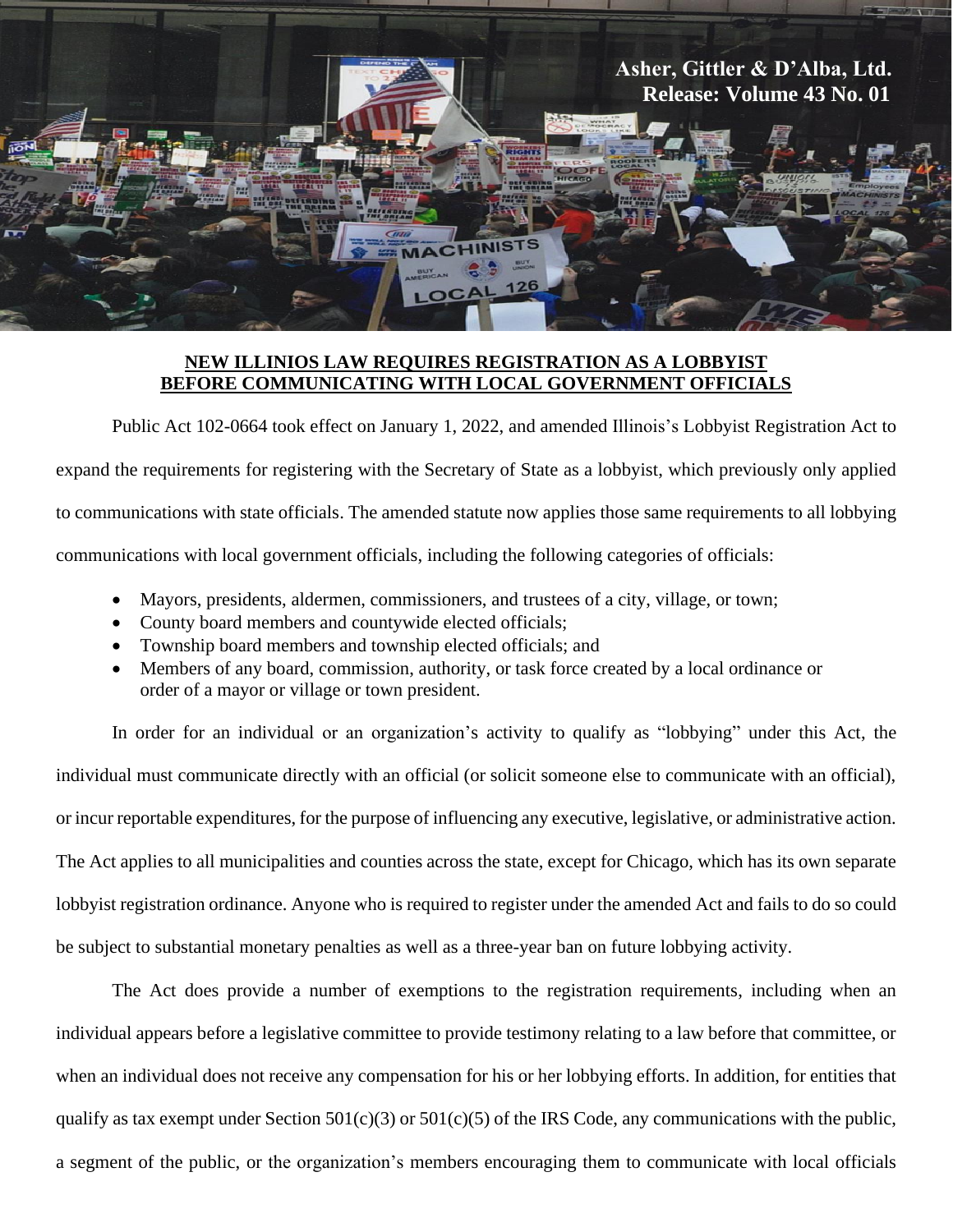**Asher, Gittler & D'Alba, Ltd.**
**Release: Volume 43 No. 01**

## NEW ILLINIOS LAW REQUIRES REGISTRATION AS A LOBBYIST BEFORE COMMUNICATING WITH LOCAL GOVERNMENT OFFICIALS

Public Act 102-0664 took effect on January 1, 2022, and amended Illinois's Lobbyist Registration Act to expand the requirements for registering with the Secretary of State as a lobbyist, which previously only applied to communications with state officials. The amended statute now applies those same requirements to all lobbying communications with local government officials, including the following categories of officials:

- Mayors, presidents, aldermen, commissioners, and trustees of a city, village, or town;
- County board members and countywide elected officials;
- Township board members and township elected officials; and
- Members of any board, commission, authority, or task force created by a local ordinance or order of a mayor or village or town president.

In order for an individual or an organization's activity to qualify as "lobbying" under this Act, the individual must communicate directly with an official (or solicit someone else to communicate with an official), or incur reportable expenditures, for the purpose of influencing any executive, legislative, or administrative action. The Act applies to all municipalities and counties across the state, except for Chicago, which has its own separate lobbyist registration ordinance. Anyone who is required to register under the amended Act and fails to do so could be subject to substantial monetary penalties as well as a three-year ban on future lobbying activity.

The Act does provide a number of exemptions to the registration requirements, including when an individual appears before a legislative committee to provide testimony relating to a law before that committee, or when an individual does not receive any compensation for his or her lobbying efforts. In addition, for entities that qualify as tax exempt under Section 501(c)(3) or 501(c)(5) of the IRS Code, any communications with the public, a segment of the public, or the organization's members encouraging them to communicate with local officials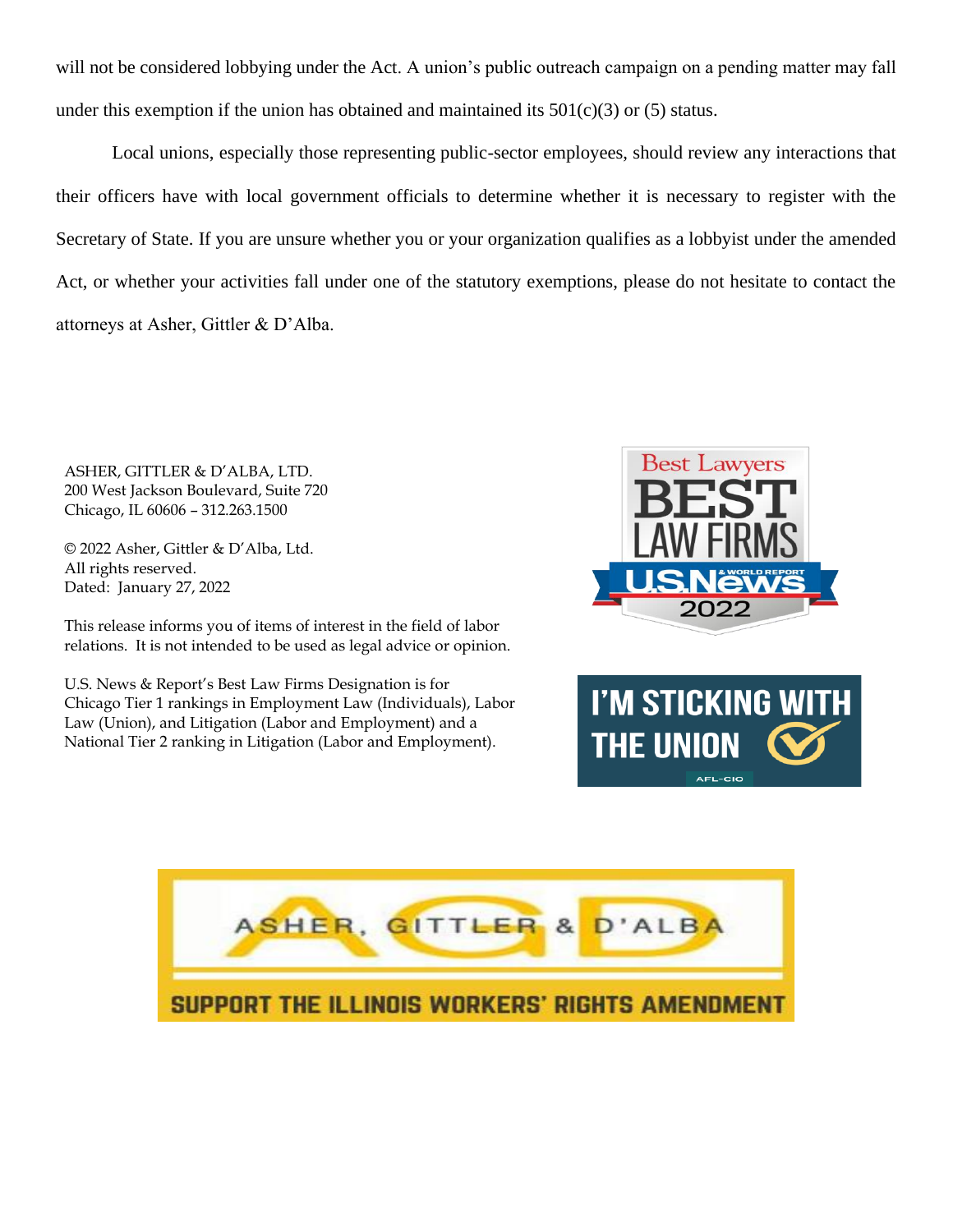will not be considered lobbying under the Act. A union's public outreach campaign on a pending matter may fall under this exemption if the union has obtained and maintained its 501(c)(3) or (5) status.

Local unions, especially those representing public-sector employees, should review any interactions that their officers have with local government officials to determine whether it is necessary to register with the Secretary of State. If you are unsure whether you or your organization qualifies as a lobbyist under the amended Act, or whether your activities fall under one of the statutory exemptions, please do not hesitate to contact the attorneys at Asher, Gittler & D'Alba.

ASHER, GITTLER & D'ALBA, LTD.
200 West Jackson Boulevard, Suite 720
Chicago, IL 60606 – 312.263.1500

© 2022 Asher, Gittler & D'Alba, Ltd.
All rights reserved.
Dated: January 27, 2022

This release informs you of items of interest in the field of labor relations. It is not intended to be used as legal advice or opinion.

U.S. News & Report's Best Law Firms Designation is for Chicago Tier 1 rankings in Employment Law (Individuals), Labor Law (Union), and Litigation (Labor and Employment) and a National Tier 2 ranking in Litigation (Labor and Employment).

Best Lawyers
BEST LAW FIRMS
U.S.News & WORLD REPORT
2022

I'M STICKING WITH THE UNION
AFL-CIO

ASHER, GITTLER & D'ALBA
SUPPORT THE ILLINOIS WORKERS' RIGHTS AMENDMENT